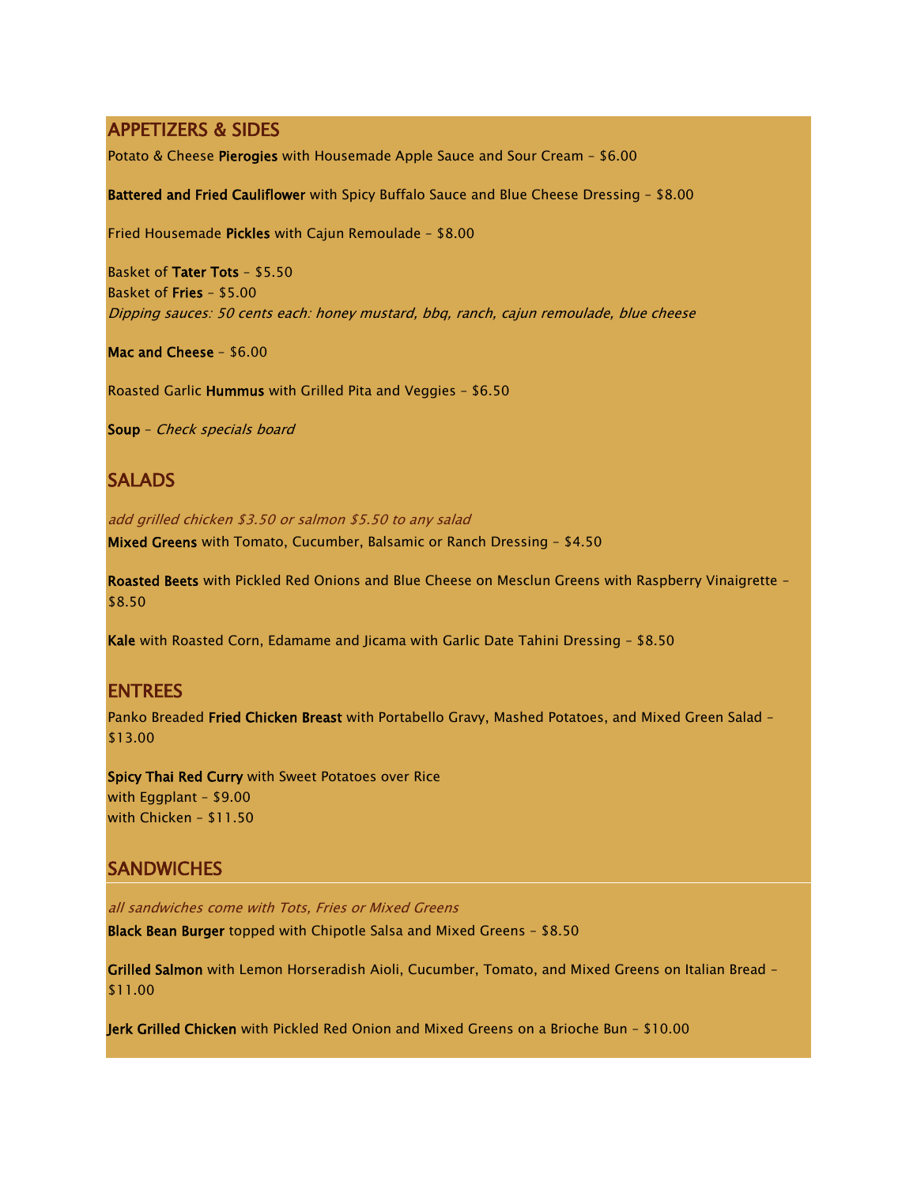## APPETIZERS & SIDES

Potato & Cheese **Pierogies** with Housemade Apple Sauce and Sour Cream – $6.00

**Battered and Fried Cauliflower** with Spicy Buffalo Sauce and Blue Cheese Dressing – $8.00

Fried Housemade **Pickles** with Cajun Remoulade – $8.00

Basket of **Tater Tots** – $5.50
Basket of **Fries** – $5.00
*Dipping sauces: 50 cents each: honey mustard, bbq, ranch, cajun remoulade, blue cheese*

**Mac and Cheese** – $6.00

Roasted Garlic **Hummus** with Grilled Pita and Veggies – $6.50

**Soup** – *Check specials board*

## SALADS

*add grilled chicken $3.50 or salmon $5.50 to any salad*
**Mixed Greens** with Tomato, Cucumber, Balsamic or Ranch Dressing – $4.50

**Roasted Beets** with Pickled Red Onions and Blue Cheese on Mesclun Greens with Raspberry Vinaigrette – $8.50

**Kale** with Roasted Corn, Edamame and Jicama with Garlic Date Tahini Dressing – $8.50

## ENTREES

Panko Breaded **Fried Chicken Breast** with Portabello Gravy, Mashed Potatoes, and Mixed Green Salad – $13.00

**Spicy Thai Red Curry** with Sweet Potatoes over Rice
with Eggplant – $9.00
with Chicken – $11.50

## SANDWICHES

*all sandwiches come with Tots, Fries or Mixed Greens*
**Black Bean Burger** topped with Chipotle Salsa and Mixed Greens – $8.50

**Grilled Salmon** with Lemon Horseradish Aioli, Cucumber, Tomato, and Mixed Greens on Italian Bread – $11.00

**Jerk Grilled Chicken** with Pickled Red Onion and Mixed Greens on a Brioche Bun – $10.00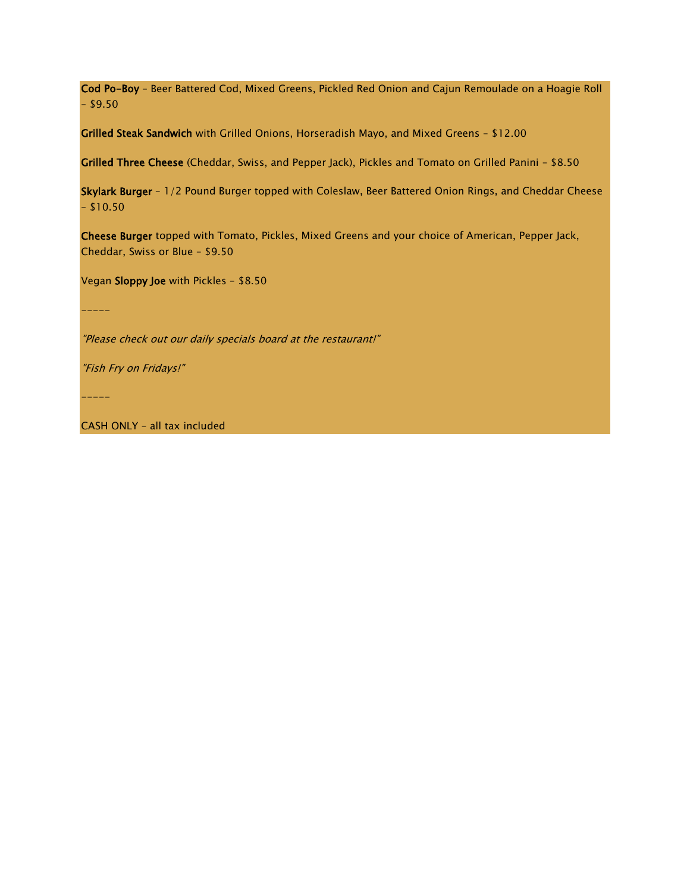**Cod Po-Boy** - Beer Battered Cod, Mixed Greens, Pickled Red Onion and Cajun Remoulade on a Hoagie Roll - $9.50

**Grilled Steak Sandwich** with Grilled Onions, Horseradish Mayo, and Mixed Greens - $12.00

**Grilled Three Cheese** (Cheddar, Swiss, and Pepper Jack), Pickles and Tomato on Grilled Panini - $8.50

**Skylark Burger** - 1/2 Pound Burger topped with Coleslaw, Beer Battered Onion Rings, and Cheddar Cheese - $10.50

**Cheese Burger** topped with Tomato, Pickles, Mixed Greens and your choice of American, Pepper Jack, Cheddar, Swiss or Blue - $9.50

Vegan **Sloppy Joe** with Pickles - $8.50

-----

*"Please check out our daily specials board at the restaurant!"*

*"Fish Fry on Fridays!"*

-----

CASH ONLY - all tax included